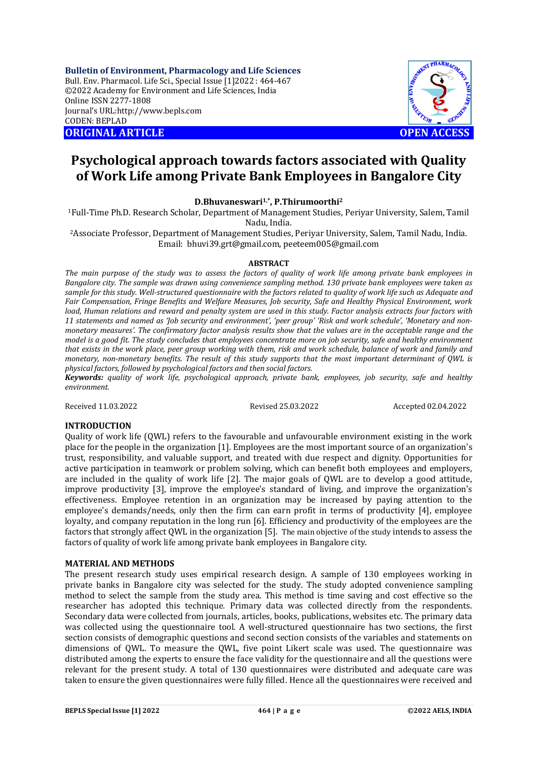**Bulletin of Environment, Pharmacology and Life Sciences**
Bull. Env. Pharmacol. Life Sci., Special Issue [1]2022 : 464-467
©2022 Academy for Environment and Life Sciences, India
Online ISSN 2277-1808
Journal's URL:http://www.bepls.com
CODEN: BEPLAD

**ORIGINAL ARTICLE** **OPEN ACCESS**

# Psychological approach towards factors associated with Quality of Work Life among Private Bank Employees in Bangalore City

**D.Bhuvaneswari[1,*], P.Thirumoorthi[2]**

[1]Full-Time Ph.D. Research Scholar, Department of Management Studies, Periyar University, Salem, Tamil Nadu, India.

[2]Associate Professor, Department of Management Studies, Periyar University, Salem, Tamil Nadu, India.

Email: bhuvi39.grt@gmail.com, peeteem005@gmail.com

## ABSTRACT

*The main purpose of the study was to assess the factors of quality of work life among private bank employees in Bangalore city. The sample was drawn using convenience sampling method. 130 private bank employees were taken as sample for this study. Well-structured questionnaire with the factors related to quality of work life such as Adequate and Fair Compensation, Fringe Benefits and Welfare Measures, Job security, Safe and Healthy Physical Environment, work load, Human relations and reward and penalty system are used in this study. Factor analysis extracts four factors with 11 statements and named as 'Job security and environment', 'peer group' 'Risk and work schedule', 'Monetary and non-monetary measures'. The confirmatory factor analysis results show that the values are in the acceptable range and the model is a good fit. The study concludes that employees concentrate more on job security, safe and healthy environment that exists in the work place, peer group working with them, risk and work schedule, balance of work and family and monetary, non-monetary benefits. The result of this study supports that the most important determinant of QWL is physical factors, followed by psychological factors and then social factors.*

***Keywords:*** *quality of work life, psychological approach, private bank, employees, job security, safe and healthy environment.*

Received 11.03.2022 Revised 25.03.2022 Accepted 02.04.2022

## INTRODUCTION

Quality of work life (QWL) refers to the favourable and unfavourable environment existing in the work place for the people in the organization [1]. Employees are the most important source of an organization's trust, responsibility, and valuable support, and treated with due respect and dignity. Opportunities for active participation in teamwork or problem solving, which can benefit both employees and employers, are included in the quality of work life [2]. The major goals of QWL are to develop a good attitude, improve productivity [3], improve the employee's standard of living, and improve the organization's effectiveness. Employee retention in an organization may be increased by paying attention to the employee's demands/needs, only then the firm can earn profit in terms of productivity [4], employee loyalty, and company reputation in the long run [6]. Efficiency and productivity of the employees are the factors that strongly affect QWL in the organization [5]. The main objective of the study intends to assess the factors of quality of work life among private bank employees in Bangalore city.

## MATERIAL AND METHODS

The present research study uses empirical research design. A sample of 130 employees working in private banks in Bangalore city was selected for the study. The study adopted convenience sampling method to select the sample from the study area. This method is time saving and cost effective so the researcher has adopted this technique. Primary data was collected directly from the respondents. Secondary data were collected from journals, articles, books, publications, websites etc. The primary data was collected using the questionnaire tool. A well-structured questionnaire has two sections, the first section consists of demographic questions and second section consists of the variables and statements on dimensions of QWL. To measure the QWL, five point Likert scale was used. The questionnaire was distributed among the experts to ensure the face validity for the questionnaire and all the questions were relevant for the present study. A total of 130 questionnaires were distributed and adequate care was taken to ensure the given questionnaires were fully filled. Hence all the questionnaires were received and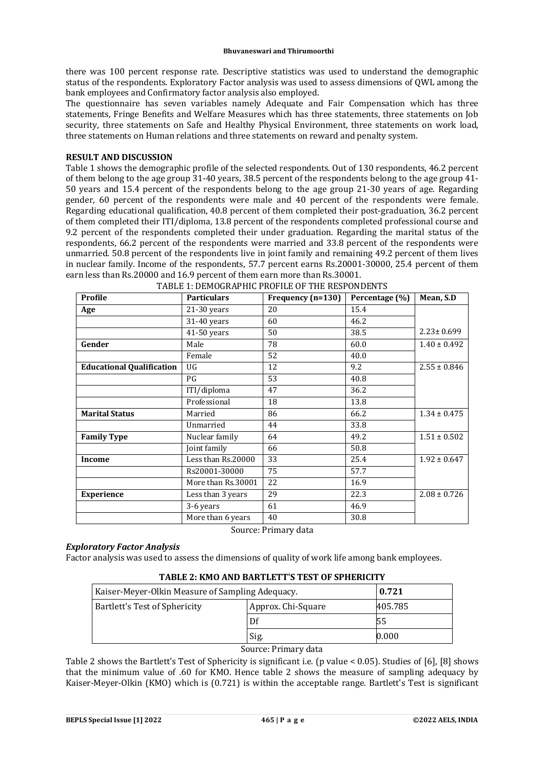there was 100 percent response rate. Descriptive statistics was used to understand the demographic status of the respondents. Exploratory Factor analysis was used to assess dimensions of QWL among the bank employees and Confirmatory factor analysis also employed.

The questionnaire has seven variables namely Adequate and Fair Compensation which has three statements, Fringe Benefits and Welfare Measures which has three statements, three statements on Job security, three statements on Safe and Healthy Physical Environment, three statements on work load, three statements on Human relations and three statements on reward and penalty system.

**RESULT AND DISCUSSION**

Table 1 shows the demographic profile of the selected respondents. Out of 130 respondents, 46.2 percent of them belong to the age group 31-40 years, 38.5 percent of the respondents belong to the age group 41-50 years and 15.4 percent of the respondents belong to the age group 21-30 years of age. Regarding gender, 60 percent of the respondents were male and 40 percent of the respondents were female. Regarding educational qualification, 40.8 percent of them completed their post-graduation, 36.2 percent of them completed their ITI/diploma, 13.8 percent of the respondents completed professional course and 9.2 percent of the respondents completed their under graduation. Regarding the marital status of the respondents, 66.2 percent of the respondents were married and 33.8 percent of the respondents were unmarried. 50.8 percent of the respondents live in joint family and remaining 49.2 percent of them lives in nuclear family. Income of the respondents, 57.7 percent earns Rs.20001-30000, 25.4 percent of them earn less than Rs.20000 and 16.9 percent of them earn more than Rs.30001.

TABLE 1: DEMOGRAPHIC PROFILE OF THE RESPONDENTS

| Profile | Particulars | Frequency (n=130) | Percentage (%) | Mean, S.D |
|---|---|---|---|---|
| **Age** | 21-30 years | 20 | 15.4 | |
| | 31-40 years | 60 | 46.2 | |
| | 41-50 years | 50 | 38.5 | 2.23± 0.699 |
| **Gender** | Male | 78 | 60.0 | 1.40 ± 0.492 |
| | Female | 52 | 40.0 | |
| **Educational Qualification** | UG | 12 | 9.2 | 2.55 ± 0.846 |
| | PG | 53 | 40.8 | |
| | ITI/diploma | 47 | 36.2 | |
| | Professional | 18 | 13.8 | |
| **Marital Status** | Married | 86 | 66.2 | 1.34 ± 0.475 |
| | Unmarried | 44 | 33.8 | |
| **Family Type** | Nuclear family | 64 | 49.2 | 1.51 ± 0.502 |
| | Joint family | 66 | 50.8 | |
| **Income** | Less than Rs.20000 | 33 | 25.4 | 1.92 ± 0.647 |
| | Rs20001-30000 | 75 | 57.7 | |
| | More than Rs.30001 | 22 | 16.9 | |
| **Experience** | Less than 3 years | 29 | 22.3 | 2.08 ± 0.726 |
| | 3-6 years | 61 | 46.9 | |
| | More than 6 years | 40 | 30.8 | |

Source: Primary data

### *Exploratory Factor Analysis*

Factor analysis was used to assess the dimensions of quality of work life among bank employees.

**TABLE 2: KMO AND BARTLETT'S TEST OF SPHERICITY**

| Kaiser-Meyer-Olkin Measure of Sampling Adequacy. | | **0.721** |
|---|---|---|
| Bartlett's Test of Sphericity | Approx. Chi-Square | 405.785 |
| | Df | 55 |
| | Sig. | 0.000 |

Source: Primary data

Table 2 shows the Bartlett's Test of Sphericity is significant i.e. (p value < 0.05). Studies of [6], [8] shows that the minimum value of .60 for KMO. Hence table 2 shows the measure of sampling adequacy by Kaiser-Meyer-Olkin (KMO) which is (0.721) is within the acceptable range. Bartlett's Test is significant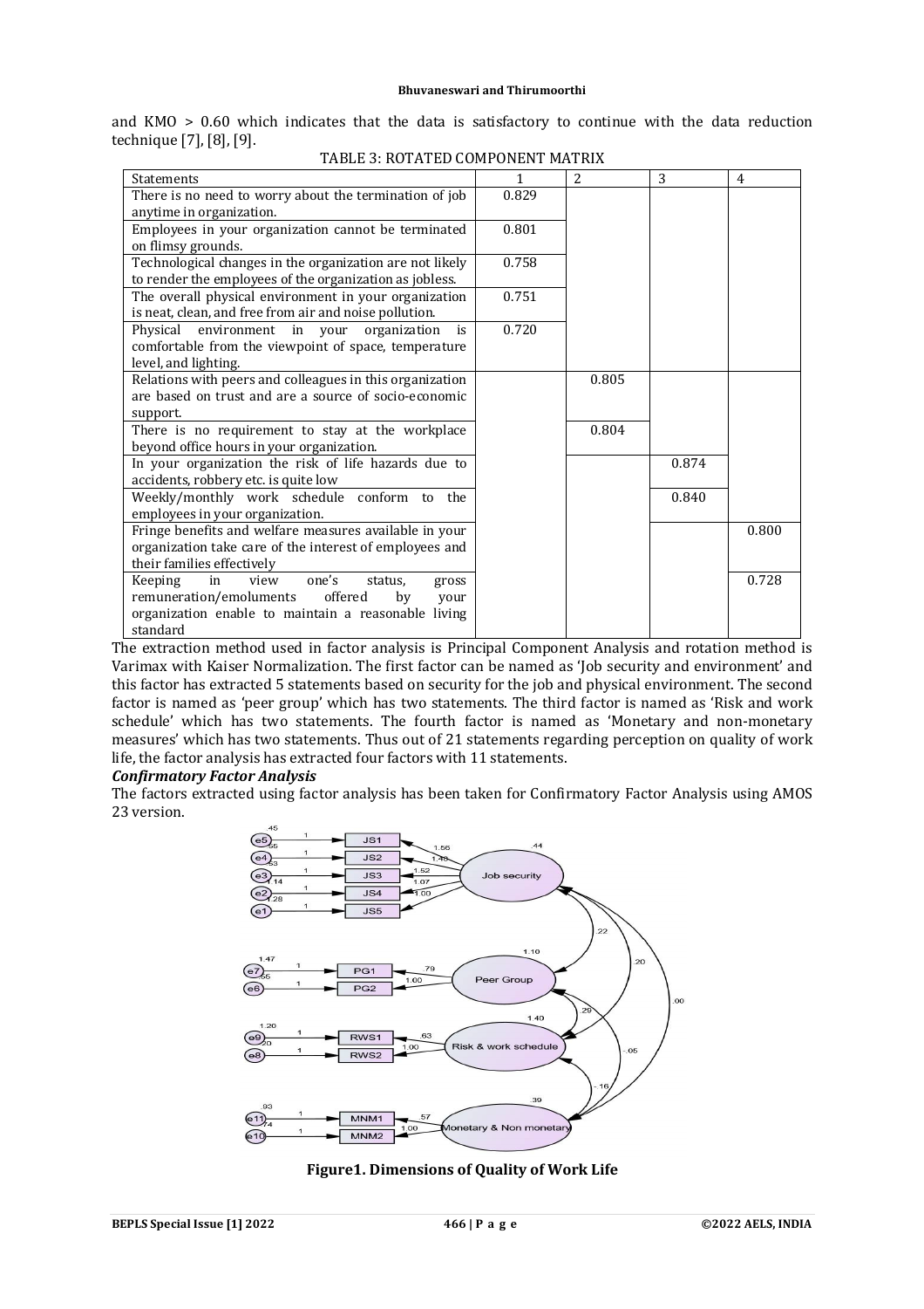and KMO > 0.60 which indicates that the data is satisfactory to continue with the data reduction technique [7], [8], [9].

TABLE 3: ROTATED COMPONENT MATRIX

| Statements | 1 | 2 | 3 | 4 |
|---|---|---|---|---|
| There is no need to worry about the termination of job anytime in organization. | 0.829 | | | |
| Employees in your organization cannot be terminated on flimsy grounds. | 0.801 | | | |
| Technological changes in the organization are not likely to render the employees of the organization as jobless. | 0.758 | | | |
| The overall physical environment in your organization is neat, clean, and free from air and noise pollution. | 0.751 | | | |
| Physical environment in your organization is comfortable from the viewpoint of space, temperature level, and lighting. | 0.720 | | | |
| Relations with peers and colleagues in this organization are based on trust and are a source of socio-economic support. | | 0.805 | | |
| There is no requirement to stay at the workplace beyond office hours in your organization. | | 0.804 | | |
| In your organization the risk of life hazards due to accidents, robbery etc. is quite low | | | 0.874 | |
| Weekly/monthly work schedule conform to the employees in your organization. | | | 0.840 | |
| Fringe benefits and welfare measures available in your organization take care of the interest of employees and their families effectively | | | | 0.800 |
| Keeping in view one's status, gross remuneration/emoluments offered by your organization enable to maintain a reasonable living standard | | | | 0.728 |

The extraction method used in factor analysis is Principal Component Analysis and rotation method is Varimax with Kaiser Normalization. The first factor can be named as 'Job security and environment' and this factor has extracted 5 statements based on security for the job and physical environment. The second factor is named as 'peer group' which has two statements. The third factor is named as 'Risk and work schedule' which has two statements. The fourth factor is named as 'Monetary and non-monetary measures' which has two statements. Thus out of 21 statements regarding perception on quality of work life, the factor analysis has extracted four factors with 11 statements.

***Confirmatory Factor Analysis***

The factors extracted using factor analysis has been taken for Confirmatory Factor Analysis using AMOS 23 version.

**Figure1. Dimensions of Quality of Work Life**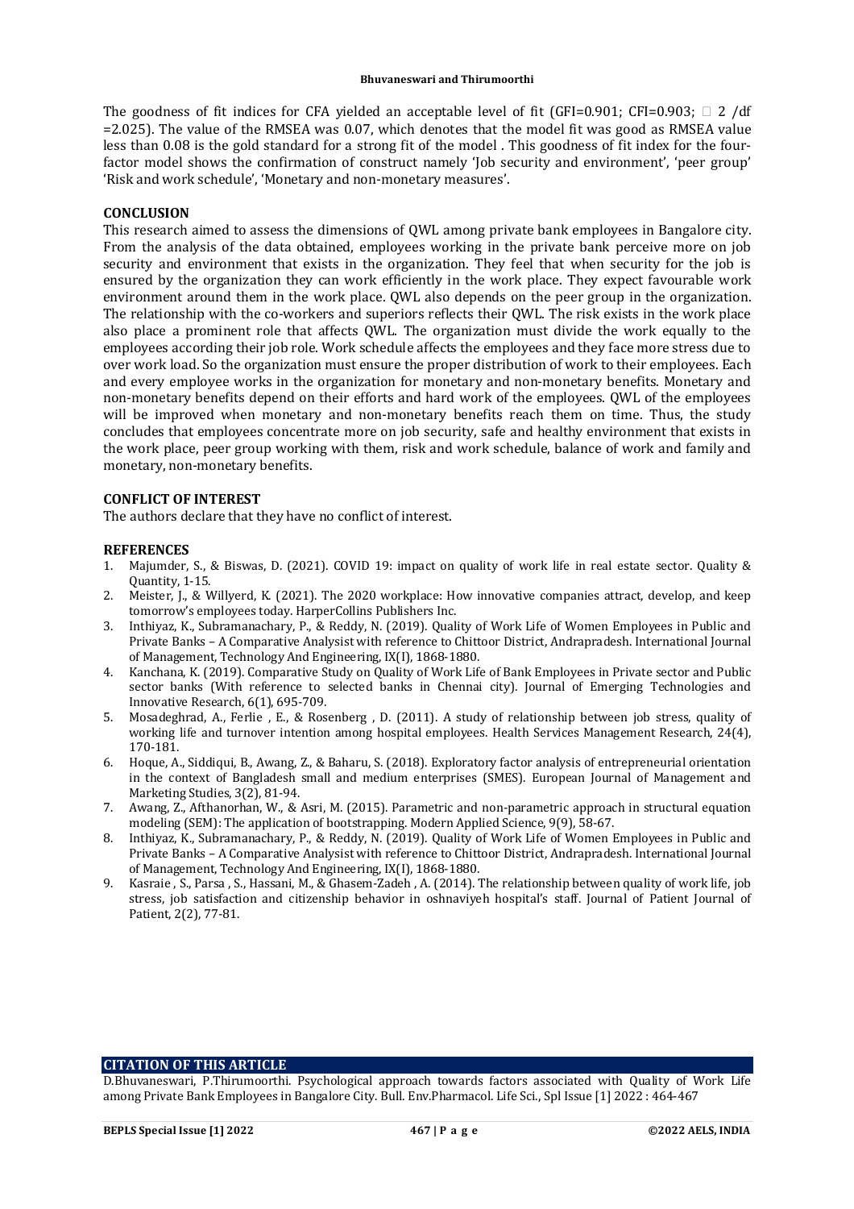The goodness of fit indices for CFA yielded an acceptable level of fit (GFI=0.901; CFI=0.903; $\chi^2$ /df =2.025). The value of the RMSEA was 0.07, which denotes that the model fit was good as RMSEA value less than 0.08 is the gold standard for a strong fit of the model . This goodness of fit index for the four-factor model shows the confirmation of construct namely 'Job security and environment', 'peer group' 'Risk and work schedule', 'Monetary and non-monetary measures'.

## CONCLUSION

This research aimed to assess the dimensions of QWL among private bank employees in Bangalore city. From the analysis of the data obtained, employees working in the private bank perceive more on job security and environment that exists in the organization. They feel that when security for the job is ensured by the organization they can work efficiently in the work place. They expect favourable work environment around them in the work place. QWL also depends on the peer group in the organization. The relationship with the co-workers and superiors reflects their QWL. The risk exists in the work place also place a prominent role that affects QWL. The organization must divide the work equally to the employees according their job role. Work schedule affects the employees and they face more stress due to over work load. So the organization must ensure the proper distribution of work to their employees. Each and every employee works in the organization for monetary and non-monetary benefits. Monetary and non-monetary benefits depend on their efforts and hard work of the employees. QWL of the employees will be improved when monetary and non-monetary benefits reach them on time. Thus, the study concludes that employees concentrate more on job security, safe and healthy environment that exists in the work place, peer group working with them, risk and work schedule, balance of work and family and monetary, non-monetary benefits.

## CONFLICT OF INTEREST

The authors declare that they have no conflict of interest.

## REFERENCES

1. Majumder, S., & Biswas, D. (2021). COVID 19: impact on quality of work life in real estate sector. Quality & Quantity, 1-15.
2. Meister, J., & Willyerd, K. (2021). The 2020 workplace: How innovative companies attract, develop, and keep tomorrow's employees today. HarperCollins Publishers Inc.
3. Inthiyaz, K., Subramanachary, P., & Reddy, N. (2019). Quality of Work Life of Women Employees in Public and Private Banks – A Comparative Analysist with reference to Chittoor District, Andrapradesh. International Journal of Management, Technology And Engineering, IX(I), 1868-1880.
4. Kanchana, K. (2019). Comparative Study on Quality of Work Life of Bank Employees in Private sector and Public sector banks (With reference to selected banks in Chennai city). Journal of Emerging Technologies and Innovative Research, 6(1), 695-709.
5. Mosadeghrad, A., Ferlie , E., & Rosenberg , D. (2011). A study of relationship between job stress, quality of working life and turnover intention among hospital employees. Health Services Management Research, 24(4), 170-181.
6. Hoque, A., Siddiqui, B., Awang, Z., & Baharu, S. (2018). Exploratory factor analysis of entrepreneurial orientation in the context of Bangladesh small and medium enterprises (SMES). European Journal of Management and Marketing Studies, 3(2), 81-94.
7. Awang, Z., Afthanorhan, W., & Asri, M. (2015). Parametric and non-parametric approach in structural equation modeling (SEM): The application of bootstrapping. Modern Applied Science, 9(9), 58-67.
8. Inthiyaz, K., Subramanachary, P., & Reddy, N. (2019). Quality of Work Life of Women Employees in Public and Private Banks – A Comparative Analysist with reference to Chittoor District, Andrapradesh. International Journal of Management, Technology And Engineering, IX(I), 1868-1880.
9. Kasraie , S., Parsa , S., Hassani, M., & Ghasem-Zadeh , A. (2014). The relationship between quality of work life, job stress, job satisfaction and citizenship behavior in oshnaviyeh hospital's staff. Journal of Patient Journal of Patient, 2(2), 77-81.

## CITATION OF THIS ARTICLE

D.Bhuvaneswari, P.Thirumoorthi. Psychological approach towards factors associated with Quality of Work Life among Private Bank Employees in Bangalore City. Bull. Env.Pharmacol. Life Sci., Spl Issue [1] 2022 : 464-467